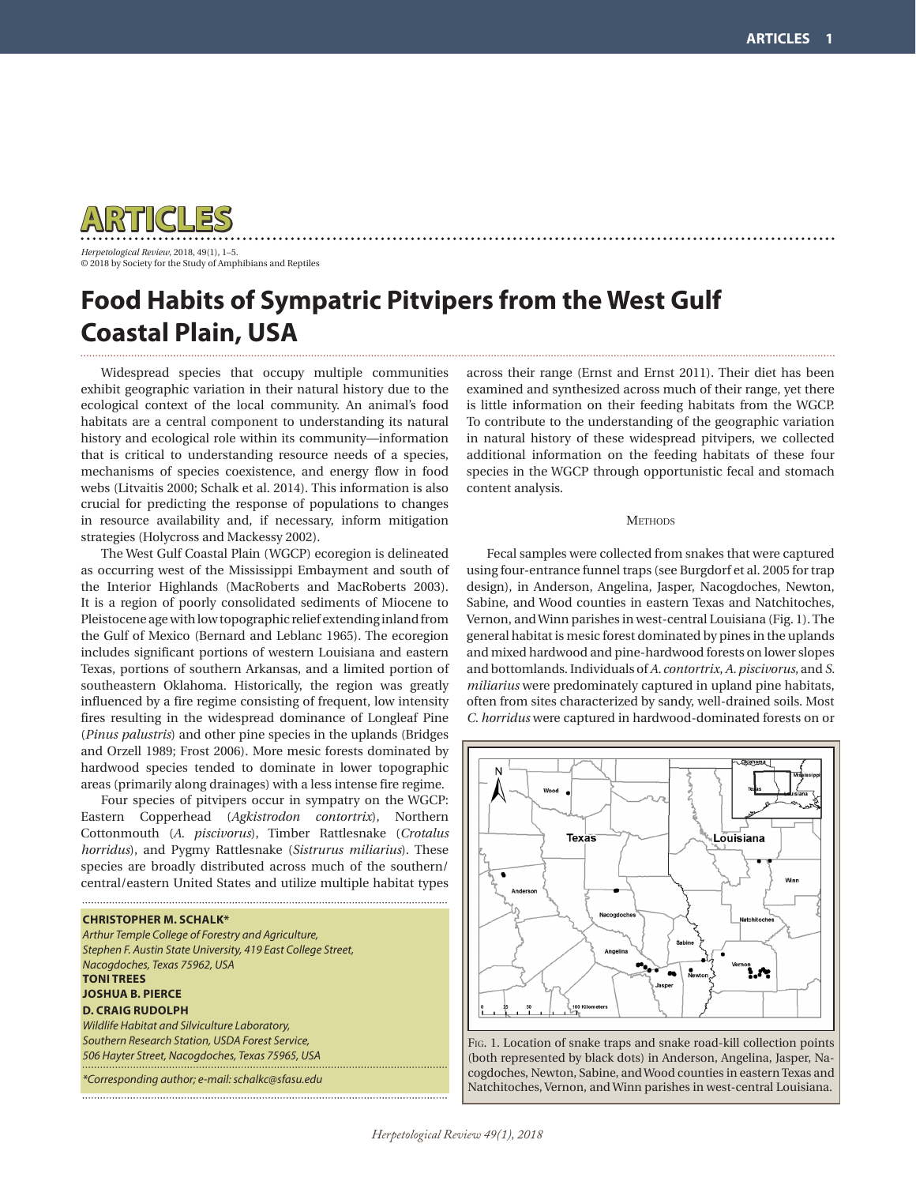# ARTICLES

*Herpetological Review*, 2018, 49(1), 1–5.
© 2018 by Society for the Study of Amphibians and Reptiles

# Food Habits of Sympatric Pitvipers from the West Gulf Coastal Plain, USA

Widespread species that occupy multiple communities exhibit geographic variation in their natural history due to the ecological context of the local community. An animal's food habitats are a central component to understanding its natural history and ecological role within its community—information that is critical to understanding resource needs of a species, mechanisms of species coexistence, and energy flow in food webs (Litvaitis 2000; Schalk et al. 2014). This information is also crucial for predicting the response of populations to changes in resource availability and, if necessary, inform mitigation strategies (Holycross and Mackessy 2002).

The West Gulf Coastal Plain (WGCP) ecoregion is delineated as occurring west of the Mississippi Embayment and south of the Interior Highlands (MacRoberts and MacRoberts 2003). It is a region of poorly consolidated sediments of Miocene to Pleistocene age with low topographic relief extending inland from the Gulf of Mexico (Bernard and Leblanc 1965). The ecoregion includes significant portions of western Louisiana and eastern Texas, portions of southern Arkansas, and a limited portion of southeastern Oklahoma. Historically, the region was greatly influenced by a fire regime consisting of frequent, low intensity fires resulting in the widespread dominance of Longleaf Pine (*Pinus palustris*) and other pine species in the uplands (Bridges and Orzell 1989; Frost 2006). More mesic forests dominated by hardwood species tended to dominate in lower topographic areas (primarily along drainages) with a less intense fire regime.

Four species of pitvipers occur in sympatry on the WGCP: Eastern Copperhead (*Agkistrodon contortrix*), Northern Cottonmouth (*A. piscivorus*), Timber Rattlesnake (*Crotalus horridus*), and Pygmy Rattlesnake (*Sistrurus miliarius*). These species are broadly distributed across much of the southern/central/eastern United States and utilize multiple habitat types across their range (Ernst and Ernst 2011). Their diet has been examined and synthesized across much of their range, yet there is little information on their feeding habitats from the WGCP. To contribute to the understanding of the geographic variation in natural history of these widespread pitvipers, we collected additional information on the feeding habitats of these four species in the WGCP through opportunistic fecal and stomach content analysis.

**CHRISTOPHER M. SCHALK***
*Arthur Temple College of Forestry and Agriculture, Stephen F. Austin State University, 419 East College Street, Nacogdoches, Texas 75962, USA*
**TONI TREES**
**JOSHUA B. PIERCE**
**D. CRAIG RUDOLPH**
*Wildlife Habitat and Silviculture Laboratory, Southern Research Station, USDA Forest Service, 506 Hayter Street, Nacogdoches, Texas 75965, USA*

*\*Corresponding author; e-mail: schalkc@sfasu.edu*

## Methods

Fecal samples were collected from snakes that were captured using four-entrance funnel traps (see Burgdorf et al. 2005 for trap design), in Anderson, Angelina, Jasper, Nacogdoches, Newton, Sabine, and Wood counties in eastern Texas and Natchitoches, Vernon, and Winn parishes in west-central Louisiana (Fig. 1). The general habitat is mesic forest dominated by pines in the uplands and mixed hardwood and pine-hardwood forests on lower slopes and bottomlands. Individuals of *A. contortrix*, *A. piscivorus*, and *S. miliarius* were predominately captured in upland pine habitats, often from sites characterized by sandy, well-drained soils. Most *C. horridus* were captured in hardwood-dominated forests on or

Fig. 1. Location of snake traps and snake road-kill collection points (both represented by black dots) in Anderson, Angelina, Jasper, Nacogdoches, Newton, Sabine, and Wood counties in eastern Texas and Natchitoches, Vernon, and Winn parishes in west-central Louisiana.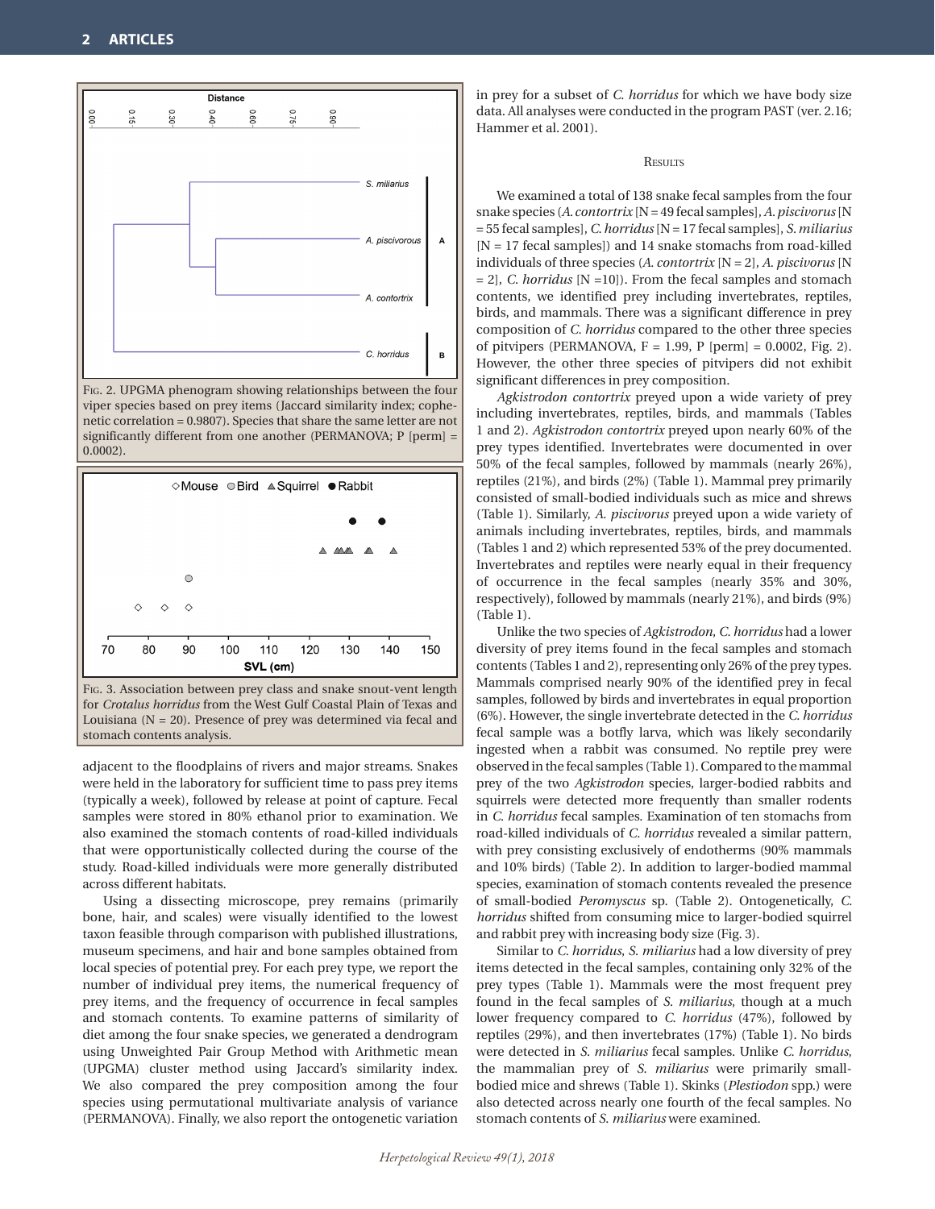Fig. 2. UPGMA phenogram showing relationships between the four viper species based on prey items (Jaccard similarity index; cophenetic correlation = 0.9807). Species that share the same letter are not significantly different from one another (PERMANOVA; P [perm] = 0.0002).

Fig. 3. Association between prey class and snake snout-vent length for *Crotalus horridus* from the West Gulf Coastal Plain of Texas and Louisiana (N = 20). Presence of prey was determined via fecal and stomach contents analysis.

adjacent to the floodplains of rivers and major streams. Snakes were held in the laboratory for sufficient time to pass prey items (typically a week), followed by release at point of capture. Fecal samples were stored in 80% ethanol prior to examination. We also examined the stomach contents of road-killed individuals that were opportunistically collected during the course of the study. Road-killed individuals were more generally distributed across different habitats.

Using a dissecting microscope, prey remains (primarily bone, hair, and scales) were visually identified to the lowest taxon feasible through comparison with published illustrations, museum specimens, and hair and bone samples obtained from local species of potential prey. For each prey type, we report the number of individual prey items, the numerical frequency of prey items, and the frequency of occurrence in fecal samples and stomach contents. To examine patterns of similarity of diet among the four snake species, we generated a dendrogram using Unweighted Pair Group Method with Arithmetic mean (UPGMA) cluster method using Jaccard's similarity index. We also compared the prey composition among the four species using permutational multivariate analysis of variance (PERMANOVA). Finally, we also report the ontogenetic variation in prey for a subset of *C. horridus* for which we have body size data. All analyses were conducted in the program PAST (ver. 2.16; Hammer et al. 2001).

## Results

We examined a total of 138 snake fecal samples from the four snake species (*A. contortrix* [N = 49 fecal samples], *A. piscivorus* [N = 55 fecal samples], *C. horridus* [N = 17 fecal samples], *S. miliarius* [N = 17 fecal samples]) and 14 snake stomachs from road-killed individuals of three species (*A. contortrix* [N = 2], *A. piscivorus* [N = 2], *C. horridus* [N =10]). From the fecal samples and stomach contents, we identified prey including invertebrates, reptiles, birds, and mammals. There was a significant difference in prey composition of *C. horridus* compared to the other three species of pitvipers (PERMANOVA, F = 1.99, P [perm] = 0.0002, Fig. 2). However, the other three species of pitvipers did not exhibit significant differences in prey composition.

*Agkistrodon contortrix* preyed upon a wide variety of prey including invertebrates, reptiles, birds, and mammals (Tables 1 and 2). *Agkistrodon contortrix* preyed upon nearly 60% of the prey types identified. Invertebrates were documented in over 50% of the fecal samples, followed by mammals (nearly 26%), reptiles (21%), and birds (2%) (Table 1). Mammal prey primarily consisted of small-bodied individuals such as mice and shrews (Table 1). Similarly, *A. piscivorus* preyed upon a wide variety of animals including invertebrates, reptiles, birds, and mammals (Tables 1 and 2) which represented 53% of the prey documented. Invertebrates and reptiles were nearly equal in their frequency of occurrence in the fecal samples (nearly 35% and 30%, respectively), followed by mammals (nearly 21%), and birds (9%) (Table 1).

Unlike the two species of *Agkistrodon*, *C. horridus* had a lower diversity of prey items found in the fecal samples and stomach contents (Tables 1 and 2), representing only 26% of the prey types. Mammals comprised nearly 90% of the identified prey in fecal samples, followed by birds and invertebrates in equal proportion (6%). However, the single invertebrate detected in the *C. horridus* fecal sample was a botfly larva, which was likely secondarily ingested when a rabbit was consumed. No reptile prey were observed in the fecal samples (Table 1). Compared to the mammal prey of the two *Agkistrodon* species, larger-bodied rabbits and squirrels were detected more frequently than smaller rodents in *C. horridus* fecal samples. Examination of ten stomachs from road-killed individuals of *C. horridus* revealed a similar pattern, with prey consisting exclusively of endotherms (90% mammals and 10% birds) (Table 2). In addition to larger-bodied mammal species, examination of stomach contents revealed the presence of small-bodied *Peromyscus* sp. (Table 2). Ontogenetically, *C. horridus* shifted from consuming mice to larger-bodied squirrel and rabbit prey with increasing body size (Fig. 3).

Similar to *C. horridus*, *S. miliarius* had a low diversity of prey items detected in the fecal samples, containing only 32% of the prey types (Table 1). Mammals were the most frequent prey found in the fecal samples of *S. miliarius*, though at a much lower frequency compared to *C. horridus* (47%), followed by reptiles (29%), and then invertebrates (17%) (Table 1). No birds were detected in *S. miliarius* fecal samples. Unlike *C. horridus*, the mammalian prey of *S. miliarius* were primarily small-bodied mice and shrews (Table 1). Skinks (*Plestiodon* spp.) were also detected across nearly one fourth of the fecal samples. No stomach contents of *S. miliarius* were examined.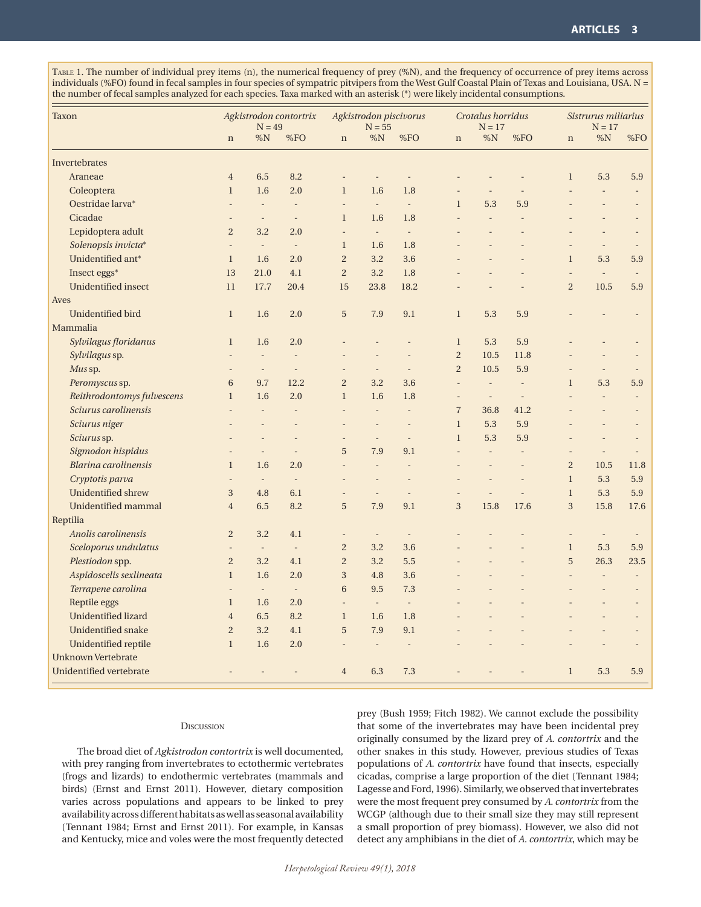Table 1. The number of individual prey items (n), the numerical frequency of prey (%N), and the frequency of occurrence of prey items across individuals (%FO) found in fecal samples in four species of sympatric pitvipers from the West Gulf Coastal Plain of Texas and Louisiana, USA. N = the number of fecal samples analyzed for each species. Taxa marked with an asterisk (*) were likely incidental consumptions.

| Taxon | *Agkistrodon contortrix* N = 49 | | | *Agkistrodon piscivorus* N = 55 | | | *Crotalus horridus* N = 17 | | | *Sistrurus miliarius* N = 17 | | |
|---|---|---|---|---|---|---|---|---|---|---|---|---|
| | n | %N | %FO | n | %N | %FO | n | %N | %FO | n | %N | %FO |
| Invertebrates | | | | | | | | | | | | |
| Araneae | 4 | 6.5 | 8.2 | - | - | - | - | - | - | 1 | 5.3 | 5.9 |
| Coleoptera | 1 | 1.6 | 2.0 | 1 | 1.6 | 1.8 | - | - | - | - | - | - |
| Oestridae larva* | - | - | - | - | - | - | 1 | 5.3 | 5.9 | - | - | - |
| Cicadae | - | - | - | 1 | 1.6 | 1.8 | - | - | - | - | - | - |
| Lepidoptera adult | 2 | 3.2 | 2.0 | - | - | - | - | - | - | - | - | - |
| *Solenopsis invicta** | - | - | - | 1 | 1.6 | 1.8 | - | - | - | - | - | - |
| Unidentified ant* | 1 | 1.6 | 2.0 | 2 | 3.2 | 3.6 | - | - | - | 1 | 5.3 | 5.9 |
| Insect eggs* | 13 | 21.0 | 4.1 | 2 | 3.2 | 1.8 | - | - | - | - | - | - |
| Unidentified insect | 11 | 17.7 | 20.4 | 15 | 23.8 | 18.2 | - | - | - | 2 | 10.5 | 5.9 |
| Aves | | | | | | | | | | | | |
| Unidentified bird | 1 | 1.6 | 2.0 | 5 | 7.9 | 9.1 | 1 | 5.3 | 5.9 | - | - | - |
| Mammalia | | | | | | | | | | | | |
| *Sylvilagus floridanus* | 1 | 1.6 | 2.0 | - | - | - | 1 | 5.3 | 5.9 | - | - | - |
| *Sylvilagus* sp. | - | - | - | - | - | - | 2 | 10.5 | 11.8 | - | - | - |
| *Mus* sp. | - | - | - | - | - | - | 2 | 10.5 | 5.9 | - | - | - |
| *Peromyscus* sp. | 6 | 9.7 | 12.2 | 2 | 3.2 | 3.6 | - | - | - | 1 | 5.3 | 5.9 |
| *Reithrodontomys fulvescens* | 1 | 1.6 | 2.0 | 1 | 1.6 | 1.8 | - | - | - | - | - | - |
| *Sciurus carolinensis* | - | - | - | - | - | - | 7 | 36.8 | 41.2 | - | - | - |
| *Sciurus niger* | - | - | - | - | - | - | 1 | 5.3 | 5.9 | - | - | - |
| *Sciurus* sp. | - | - | - | - | - | - | 1 | 5.3 | 5.9 | - | - | - |
| *Sigmodon hispidus* | - | - | - | 5 | 7.9 | 9.1 | - | - | - | - | - | - |
| *Blarina carolinensis* | 1 | 1.6 | 2.0 | - | - | - | - | - | - | 2 | 10.5 | 11.8 |
| *Cryptotis parva* | - | - | - | - | - | - | - | - | - | 1 | 5.3 | 5.9 |
| Unidentified shrew | 3 | 4.8 | 6.1 | - | - | - | - | - | - | 1 | 5.3 | 5.9 |
| Unidentified mammal | 4 | 6.5 | 8.2 | 5 | 7.9 | 9.1 | 3 | 15.8 | 17.6 | 3 | 15.8 | 17.6 |
| Reptilia | | | | | | | | | | | | |
| *Anolis carolinensis* | 2 | 3.2 | 4.1 | - | - | - | - | - | - | - | - | - |
| *Sceloporus undulatus* | - | - | - | 2 | 3.2 | 3.6 | - | - | - | 1 | 5.3 | 5.9 |
| *Plestiodon* spp. | 2 | 3.2 | 4.1 | 2 | 3.2 | 5.5 | - | - | - | 5 | 26.3 | 23.5 |
| *Aspidoscelis sexlineata* | 1 | 1.6 | 2.0 | 3 | 4.8 | 3.6 | - | - | - | - | - | - |
| *Terrapene carolina* | - | - | - | 6 | 9.5 | 7.3 | - | - | - | - | - | - |
| Reptile eggs | 1 | 1.6 | 2.0 | - | - | - | - | - | - | - | - | - |
| Unidentified lizard | 4 | 6.5 | 8.2 | 1 | 1.6 | 1.8 | - | - | - | - | - | - |
| Unidentified snake | 2 | 3.2 | 4.1 | 5 | 7.9 | 9.1 | - | - | - | - | - | - |
| Unidentified reptile | 1 | 1.6 | 2.0 | - | - | - | - | - | - | - | - | - |
| Unknown Vertebrate | | | | | | | | | | | | |
| Unidentified vertebrate | - | - | - | 4 | 6.3 | 7.3 | - | - | - | 1 | 5.3 | 5.9 |

## Discussion

The broad diet of *Agkistrodon contortrix* is well documented, with prey ranging from invertebrates to ectothermic vertebrates (frogs and lizards) to endothermic vertebrates (mammals and birds) (Ernst and Ernst 2011). However, dietary composition varies across populations and appears to be linked to prey availability across different habitats as well as seasonal availability (Tennant 1984; Ernst and Ernst 2011). For example, in Kansas and Kentucky, mice and voles were the most frequently detected prey (Bush 1959; Fitch 1982). We cannot exclude the possibility that some of the invertebrates may have been incidental prey originally consumed by the lizard prey of *A. contortrix* and the other snakes in this study. However, previous studies of Texas populations of *A. contortrix* have found that insects, especially cicadas, comprise a large proportion of the diet (Tennant 1984; Lagesse and Ford, 1996). Similarly, we observed that invertebrates were the most frequent prey consumed by *A. contortrix* from the WCGP (although due to their small size they may still represent a small proportion of prey biomass). However, we also did not detect any amphibians in the diet of *A. contortrix*, which may be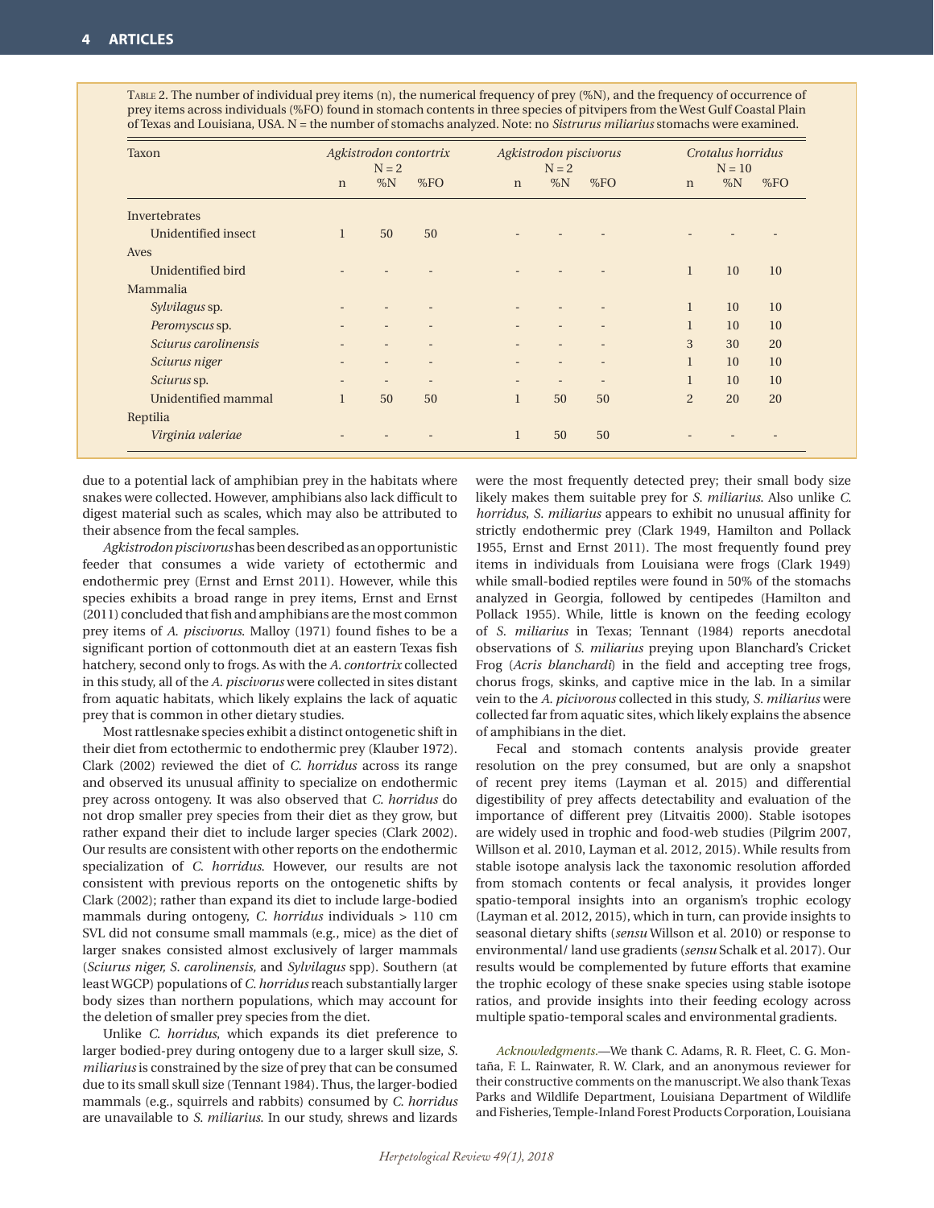TABLE 2. The number of individual prey items (n), the numerical frequency of prey (%N), and the frequency of occurrence of prey items across individuals (%FO) found in stomach contents in three species of pitvipers from the West Gulf Coastal Plain of Texas and Louisiana, USA. N = the number of stomachs analyzed. Note: no *Sistrurus miliarius* stomachs were examined.

| Taxon | *Agkistrodon contortrix* N = 2 | | | *Agkistrodon piscivorus* N = 2 | | | *Crotalus horridus* N = 10 | | |
|---|---|---|---|---|---|---|---|---|---|
| | n | %N | %FO | n | %N | %FO | n | %N | %FO |
| Invertebrates | | | | | | | | | |
| Unidentified insect | 1 | 50 | 50 | - | - | - | - | - | - |
| Aves | | | | | | | | | |
| Unidentified bird | - | - | - | - | - | - | 1 | 10 | 10 |
| Mammalia | | | | | | | | | |
| *Sylvilagus* sp. | - | - | - | - | - | - | 1 | 10 | 10 |
| *Peromyscus* sp. | - | - | - | - | - | - | 1 | 10 | 10 |
| *Sciurus carolinensis* | - | - | - | - | - | - | 3 | 30 | 20 |
| *Sciurus niger* | - | - | - | - | - | - | 1 | 10 | 10 |
| *Sciurus* sp. | - | - | - | - | - | - | 1 | 10 | 10 |
| Unidentified mammal | 1 | 50 | 50 | 1 | 50 | 50 | 2 | 20 | 20 |
| Reptilia | | | | | | | | | |
| *Virginia valeriae* | - | - | - | 1 | 50 | 50 | - | - | - |

due to a potential lack of amphibian prey in the habitats where snakes were collected. However, amphibians also lack difficult to digest material such as scales, which may also be attributed to their absence from the fecal samples.

*Agkistrodon piscivorus* has been described as an opportunistic feeder that consumes a wide variety of ectothermic and endothermic prey (Ernst and Ernst 2011). However, while this species exhibits a broad range in prey items, Ernst and Ernst (2011) concluded that fish and amphibians are the most common prey items of *A. piscivorus*. Malloy (1971) found fishes to be a significant portion of cottonmouth diet at an eastern Texas fish hatchery, second only to frogs. As with the *A. contortrix* collected in this study, all of the *A. piscivorus* were collected in sites distant from aquatic habitats, which likely explains the lack of aquatic prey that is common in other dietary studies.

Most rattlesnake species exhibit a distinct ontogenetic shift in their diet from ectothermic to endothermic prey (Klauber 1972). Clark (2002) reviewed the diet of *C. horridus* across its range and observed its unusual affinity to specialize on endothermic prey across ontogeny. It was also observed that *C. horridus* do not drop smaller prey species from their diet as they grow, but rather expand their diet to include larger species (Clark 2002). Our results are consistent with other reports on the endothermic specialization of *C. horridus*. However, our results are not consistent with previous reports on the ontogenetic shifts by Clark (2002); rather than expand its diet to include large-bodied mammals during ontogeny, *C. horridus* individuals > 110 cm SVL did not consume small mammals (e.g., mice) as the diet of larger snakes consisted almost exclusively of larger mammals (*Sciurus niger, S. carolinensis*, and *Sylvilagus* spp). Southern (at least WGCP) populations of *C. horridus* reach substantially larger body sizes than northern populations, which may account for the deletion of smaller prey species from the diet.

Unlike *C. horridus*, which expands its diet preference to larger bodied-prey during ontogeny due to a larger skull size, *S. miliarius* is constrained by the size of prey that can be consumed due to its small skull size (Tennant 1984). Thus, the larger-bodied mammals (e.g., squirrels and rabbits) consumed by *C. horridus* are unavailable to *S. miliarius*. In our study, shrews and lizards were the most frequently detected prey; their small body size likely makes them suitable prey for *S. miliarius*. Also unlike *C. horridus, S. miliarius* appears to exhibit no unusual affinity for strictly endothermic prey (Clark 1949, Hamilton and Pollack 1955, Ernst and Ernst 2011). The most frequently found prey items in individuals from Louisiana were frogs (Clark 1949) while small-bodied reptiles were found in 50% of the stomachs analyzed in Georgia, followed by centipedes (Hamilton and Pollack 1955). While, little is known on the feeding ecology of *S. miliarius* in Texas; Tennant (1984) reports anecdotal observations of *S. miliarius* preying upon Blanchard's Cricket Frog (*Acris blanchardi*) in the field and accepting tree frogs, chorus frogs, skinks, and captive mice in the lab. In a similar vein to the *A. picivorous* collected in this study, *S. miliarius* were collected far from aquatic sites, which likely explains the absence of amphibians in the diet.

Fecal and stomach contents analysis provide greater resolution on the prey consumed, but are only a snapshot of recent prey items (Layman et al. 2015) and differential digestibility of prey affects detectability and evaluation of the importance of different prey (Litvaitis 2000). Stable isotopes are widely used in trophic and food-web studies (Pilgrim 2007, Willson et al. 2010, Layman et al. 2012, 2015). While results from stable isotope analysis lack the taxonomic resolution afforded from stomach contents or fecal analysis, it provides longer spatio-temporal insights into an organism's trophic ecology (Layman et al. 2012, 2015), which in turn, can provide insights to seasonal dietary shifts (*sensu* Willson et al. 2010) or response to environmental/ land use gradients (*sensu* Schalk et al. 2017). Our results would be complemented by future efforts that examine the trophic ecology of these snake species using stable isotope ratios, and provide insights into their feeding ecology across multiple spatio-temporal scales and environmental gradients.

*Acknowledgments*.—We thank C. Adams, R. R. Fleet, C. G. Montaña, F. L. Rainwater, R. W. Clark, and an anonymous reviewer for their constructive comments on the manuscript. We also thank Texas Parks and Wildlife Department, Louisiana Department of Wildlife and Fisheries, Temple-Inland Forest Products Corporation, Louisiana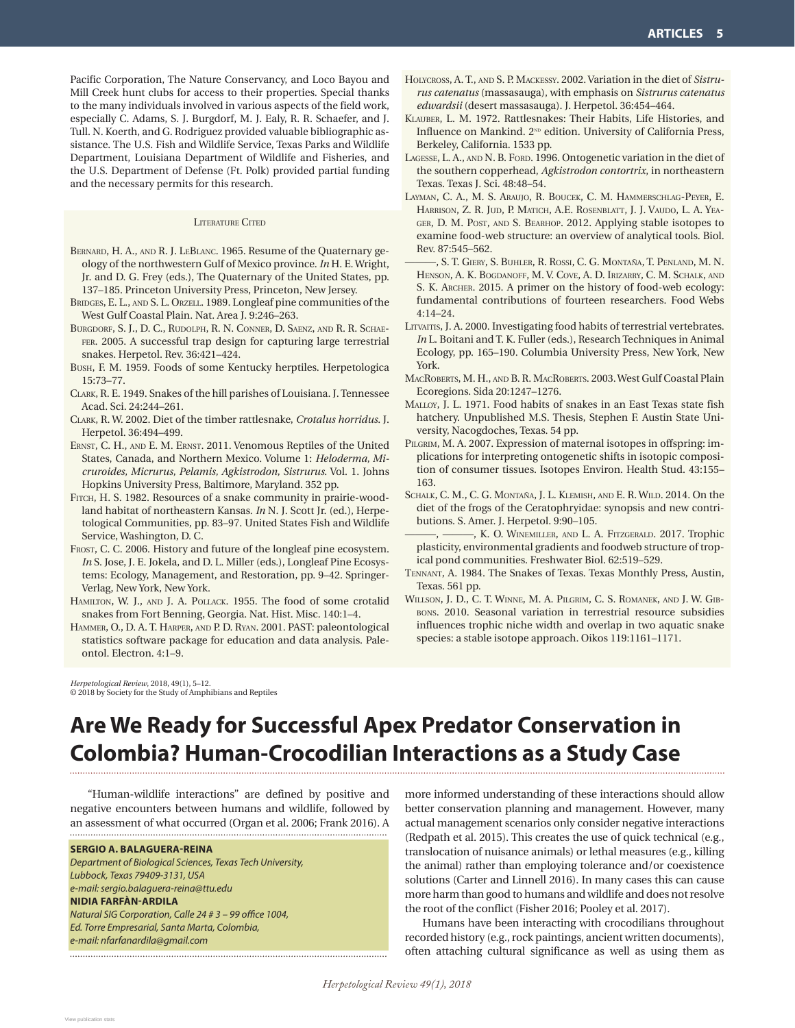Pacific Corporation, The Nature Conservancy, and Loco Bayou and Mill Creek hunt clubs for access to their properties. Special thanks to the many individuals involved in various aspects of the field work, especially C. Adams, S. J. Burgdorf, M. J. Ealy, R. R. Schaefer, and J. Tull. N. Koerth, and G. Rodriguez provided valuable bibliographic assistance. The U.S. Fish and Wildlife Service, Texas Parks and Wildlife Department, Louisiana Department of Wildlife and Fisheries, and the U.S. Department of Defense (Ft. Polk) provided partial funding and the necessary permits for this research.

## Literature Cited

Bernard, H. A., and R. J. LeBlanc. 1965. Resume of the Quaternary geology of the northwestern Gulf of Mexico province. *In* H. E. Wright, Jr. and D. G. Frey (eds.), The Quaternary of the United States, pp. 137–185. Princeton University Press, Princeton, New Jersey.

Bridges, E. L., and S. L. Orzell. 1989. Longleaf pine communities of the West Gulf Coastal Plain. Nat. Area J. 9:246–263.

Burgdorf, S. J., D. C., Rudolph, R. N. Conner, D. Saenz, and R. R. Schaefer. 2005. A successful trap design for capturing large terrestrial snakes. Herpetol. Rev. 36:421–424.

Bush, F. M. 1959. Foods of some Kentucky herptiles. Herpetologica 15:73–77.

Clark, R. E. 1949. Snakes of the hill parishes of Louisiana. J. Tennessee Acad. Sci. 24:244–261.

Clark, R. W. 2002. Diet of the timber rattlesnake, *Crotalus horridus*. J. Herpetol. 36:494–499.

Ernst, C. H., and E. M. Ernst. 2011. Venomous Reptiles of the United States, Canada, and Northern Mexico. Volume 1: *Heloderma, Micruroides, Micrurus, Pelamis, Agkistrodon, Sistrurus*. Vol. 1. Johns Hopkins University Press, Baltimore, Maryland. 352 pp.

Fitch, H. S. 1982. Resources of a snake community in prairie-woodland habitat of northeastern Kansas. *In* N. J. Scott Jr. (ed.), Herpetological Communities, pp. 83–97. United States Fish and Wildlife Service, Washington, D. C.

Frost, C. C. 2006. History and future of the longleaf pine ecosystem. *In* S. Jose, J. E. Jokela, and D. L. Miller (eds.), Longleaf Pine Ecosystems: Ecology, Management, and Restoration, pp. 9–42. Springer-Verlag, New York, New York.

Hamilton, W. J., and J. A. Pollack. 1955. The food of some crotalid snakes from Fort Benning, Georgia. Nat. Hist. Misc. 140:1–4.

Hammer, O., D. A. T. Harper, and P. D. Ryan. 2001. PAST: paleontological statistics software package for education and data analysis. Paleontol. Electron. 4:1–9.

Holycross, A. T., and S. P. Mackessy. 2002. Variation in the diet of *Sistrurus catenatus* (massasauga), with emphasis on *Sistrurus catenatus edwardsii* (desert massasauga). J. Herpetol. 36:454–464.

Klauber, L. M. 1972. Rattlesnakes: Their Habits, Life Histories, and Influence on Mankind. 2nd edition. University of California Press, Berkeley, California. 1533 pp.

Lagesse, L. A., and N. B. Ford. 1996. Ontogenetic variation in the diet of the southern copperhead, *Agkistrodon contortrix*, in northeastern Texas. Texas J. Sci. 48:48–54.

Layman, C. A., M. S. Araujo, R. Boucek, C. M. Hammerschlag-Peyer, E. Harrison, Z. R. Jud, P. Matich, A.E. Rosenblatt, J. J. Vaudo, L. A. Yeager, D. M. Post, and S. Bearhop. 2012. Applying stable isotopes to examine food-web structure: an overview of analytical tools. Biol. Rev. 87:545–562.

———, S. T. Giery, S. Buhler, R. Rossi, C. G. Montaña, T. Penland, M. N. Henson, A. K. Bogdanoff, M. V. Cove, A. D. Irizarry, C. M. Schalk, and S. K. Archer. 2015. A primer on the history of food-web ecology: fundamental contributions of fourteen researchers. Food Webs 4:14–24.

Litvaitis, J. A. 2000. Investigating food habits of terrestrial vertebrates. *In* L. Boitani and T. K. Fuller (eds.), Research Techniques in Animal Ecology, pp. 165–190. Columbia University Press, New York, New York.

MacRoberts, M. H., and B. R. MacRoberts. 2003. West Gulf Coastal Plain Ecoregions. Sida 20:1247–1276.

Malloy, J. L. 1971. Food habits of snakes in an East Texas state fish hatchery. Unpublished M.S. Thesis, Stephen F. Austin State University, Nacogdoches, Texas. 54 pp.

Pilgrim, M. A. 2007. Expression of maternal isotopes in offspring: implications for interpreting ontogenetic shifts in isotopic composition of consumer tissues. Isotopes Environ. Health Stud. 43:155–163.

Schalk, C. M., C. G. Montaña, J. L. Klemish, and E. R. Wild. 2014. On the diet of the frogs of the Ceratophryidae: synopsis and new contributions. S. Amer. J. Herpetol. 9:90–105.

———, ———, K. O. Winemiller, and L. A. Fitzgerald. 2017. Trophic plasticity, environmental gradients and foodweb structure of tropical pond communities. Freshwater Biol. 62:519–529.

Tennant, A. 1984. The Snakes of Texas. Texas Monthly Press, Austin, Texas. 561 pp.

Willson, J. D., C. T. Winne, M. A. Pilgrim, C. S. Romanek, and J. W. Gibbons. 2010. Seasonal variation in terrestrial resource subsidies influences trophic niche width and overlap in two aquatic snake species: a stable isotope approach. Oikos 119:1161–1171.

*Herpetological Review*, 2018, 49(1), 5–12.
© 2018 by Society for the Study of Amphibians and Reptiles

# Are We Ready for Successful Apex Predator Conservation in Colombia? Human-Crocodilian Interactions as a Study Case

**SERGIO A. BALAGUERA-REINA**
*Department of Biological Sciences, Texas Tech University, Lubbock, Texas 79409-3131, USA*
*e-mail: sergio.balaguera-reina@ttu.edu*

**NIDIA FARFÀN-ARDILA**
*Natural SIG Corporation, Calle 24 # 3 – 99 office 1004, Ed. Torre Empresarial, Santa Marta, Colombia,*
*e-mail: nfarfanardila@gmail.com*

"Human-wildlife interactions" are defined by positive and negative encounters between humans and wildlife, followed by an assessment of what occurred (Organ et al. 2006; Frank 2016). A more informed understanding of these interactions should allow better conservation planning and management. However, many actual management scenarios only consider negative interactions (Redpath et al. 2015). This creates the use of quick technical (e.g., translocation of nuisance animals) or lethal measures (e.g., killing the animal) rather than employing tolerance and/or coexistence solutions (Carter and Linnell 2016). In many cases this can cause more harm than good to humans and wildlife and does not resolve the root of the conflict (Fisher 2016; Pooley et al. 2017).

Humans have been interacting with crocodilians throughout recorded history (e.g., rock paintings, ancient written documents), often attaching cultural significance as well as using them as